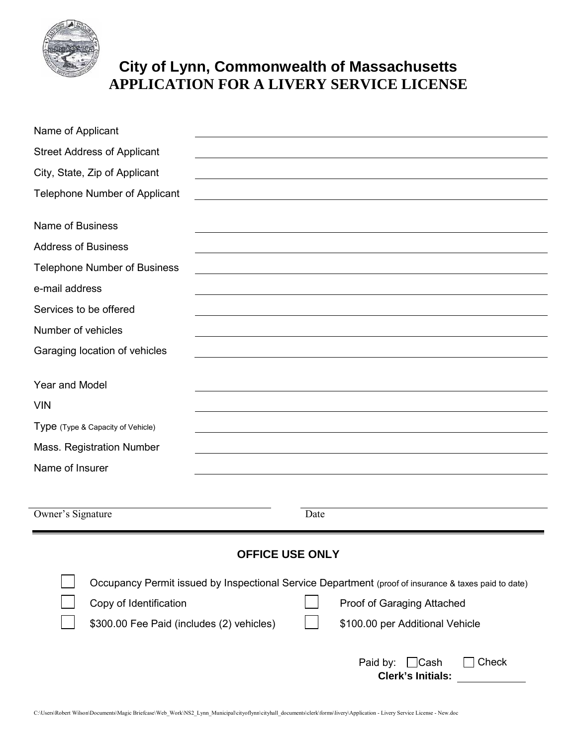# City of Lynn, Commonwealth of Massachusetts
# APPLICATION FOR A LIVERY SERVICE LICENSE

Name of Applicant \_\_\_\_\_\_\_\_\_\_\_\_\_\_\_\_\_\_\_\_\_\_\_\_\_\_\_\_\_\_

Street Address of Applicant \_\_\_\_\_\_\_\_\_\_\_\_\_\_\_\_\_\_\_\_\_\_\_\_\_\_\_\_\_\_

City, State, Zip of Applicant \_\_\_\_\_\_\_\_\_\_\_\_\_\_\_\_\_\_\_\_\_\_\_\_\_\_\_\_\_\_

Telephone Number of Applicant \_\_\_\_\_\_\_\_\_\_\_\_\_\_\_\_\_\_\_\_\_\_\_\_\_\_\_\_\_\_

Name of Business \_\_\_\_\_\_\_\_\_\_\_\_\_\_\_\_\_\_\_\_\_\_\_\_\_\_\_\_\_\_

Address of Business \_\_\_\_\_\_\_\_\_\_\_\_\_\_\_\_\_\_\_\_\_\_\_\_\_\_\_\_\_\_

Telephone Number of Business \_\_\_\_\_\_\_\_\_\_\_\_\_\_\_\_\_\_\_\_\_\_\_\_\_\_\_\_\_\_

e-mail address \_\_\_\_\_\_\_\_\_\_\_\_\_\_\_\_\_\_\_\_\_\_\_\_\_\_\_\_\_\_

Services to be offered \_\_\_\_\_\_\_\_\_\_\_\_\_\_\_\_\_\_\_\_\_\_\_\_\_\_\_\_\_\_

Number of vehicles \_\_\_\_\_\_\_\_\_\_\_\_\_\_\_\_\_\_\_\_\_\_\_\_\_\_\_\_\_\_

Garaging location of vehicles \_\_\_\_\_\_\_\_\_\_\_\_\_\_\_\_\_\_\_\_\_\_\_\_\_\_\_\_\_\_

Year and Model \_\_\_\_\_\_\_\_\_\_\_\_\_\_\_\_\_\_\_\_\_\_\_\_\_\_\_\_\_\_

VIN \_\_\_\_\_\_\_\_\_\_\_\_\_\_\_\_\_\_\_\_\_\_\_\_\_\_\_\_\_\_

Type (Type & Capacity of Vehicle) \_\_\_\_\_\_\_\_\_\_\_\_\_\_\_\_\_\_\_\_\_\_\_\_\_\_\_\_\_\_

Mass. Registration Number \_\_\_\_\_\_\_\_\_\_\_\_\_\_\_\_\_\_\_\_\_\_\_\_\_\_\_\_\_\_

Name of Insurer \_\_\_\_\_\_\_\_\_\_\_\_\_\_\_\_\_\_\_\_\_\_\_\_\_\_\_\_\_\_

\_\_\_\_\_\_\_\_\_\_\_\_\_\_\_\_\_\_\_\_\_\_\_\_\_\_\_\_\_\_ \_\_\_\_\_\_\_\_\_\_\_\_\_\_\_\_\_\_\_\_\_\_\_\_\_\_\_\_\_\_

Owner's Signature Date

---

## OFFICE USE ONLY

- ☐ Occupancy Permit issued by Inspectional Service Department (proof of insurance & taxes paid to date)
- ☐ Copy of Identification
- ☐ Proof of Garaging Attached
- ☐ $300.00 Fee Paid (includes (2) vehicles)
- ☐ $100.00 per Additional Vehicle

Paid by: ☐ Cash ☐ Check

**Clerk's Initials:** \_\_\_\_\_\_\_\_\_\_\_\_

C:\Users\Robert Wilson\Documents\Magic Briefcase\Web_Work\NS2_Lynn_Municipal\cityoflynn\cityhall_documents\clerk\forms\livery\Application - Livery Service License - New.doc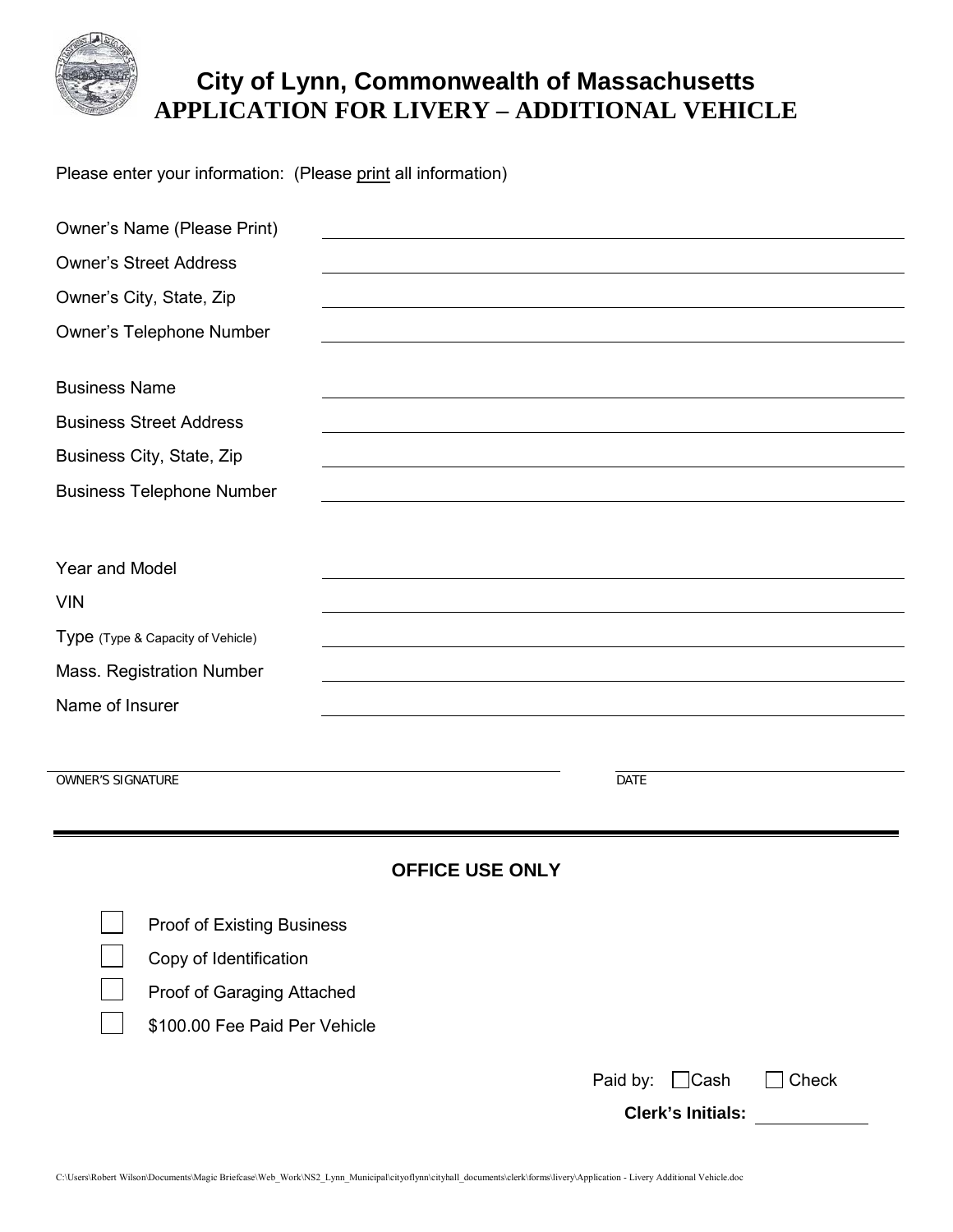# City of Lynn, Commonwealth of Massachusetts
# APPLICATION FOR LIVERY – ADDITIONAL VEHICLE

Please enter your information: (Please print all information)

Owner's Name (Please Print) \_\_\_\_\_\_\_\_\_\_\_\_\_\_\_\_\_\_\_\_\_\_\_\_\_\_\_\_\_\_

Owner's Street Address \_\_\_\_\_\_\_\_\_\_\_\_\_\_\_\_\_\_\_\_\_\_\_\_\_\_\_\_\_\_

Owner's City, State, Zip \_\_\_\_\_\_\_\_\_\_\_\_\_\_\_\_\_\_\_\_\_\_\_\_\_\_\_\_\_\_

Owner's Telephone Number \_\_\_\_\_\_\_\_\_\_\_\_\_\_\_\_\_\_\_\_\_\_\_\_\_\_\_\_\_\_

Business Name \_\_\_\_\_\_\_\_\_\_\_\_\_\_\_\_\_\_\_\_\_\_\_\_\_\_\_\_\_\_

Business Street Address \_\_\_\_\_\_\_\_\_\_\_\_\_\_\_\_\_\_\_\_\_\_\_\_\_\_\_\_\_\_

Business City, State, Zip \_\_\_\_\_\_\_\_\_\_\_\_\_\_\_\_\_\_\_\_\_\_\_\_\_\_\_\_\_\_

Business Telephone Number \_\_\_\_\_\_\_\_\_\_\_\_\_\_\_\_\_\_\_\_\_\_\_\_\_\_\_\_\_\_

Year and Model \_\_\_\_\_\_\_\_\_\_\_\_\_\_\_\_\_\_\_\_\_\_\_\_\_\_\_\_\_\_

VIN \_\_\_\_\_\_\_\_\_\_\_\_\_\_\_\_\_\_\_\_\_\_\_\_\_\_\_\_\_\_

Type (Type & Capacity of Vehicle) \_\_\_\_\_\_\_\_\_\_\_\_\_\_\_\_\_\_\_\_\_\_\_\_\_\_\_\_\_\_

Mass. Registration Number \_\_\_\_\_\_\_\_\_\_\_\_\_\_\_\_\_\_\_\_\_\_\_\_\_\_\_\_\_\_

Name of Insurer \_\_\_\_\_\_\_\_\_\_\_\_\_\_\_\_\_\_\_\_\_\_\_\_\_\_\_\_\_\_

\_\_\_\_\_\_\_\_\_\_\_\_\_\_\_\_\_\_\_\_\_\_\_\_\_\_\_\_\_\_ \_\_\_\_\_\_\_\_\_\_\_\_\_\_\_\_\_\_\_\_
OWNER'S SIGNATURE DATE

---

## OFFICE USE ONLY

- ☐ Proof of Existing Business
- ☐ Copy of Identification
- ☐ Proof of Garaging Attached
- ☐ $100.00 Fee Paid Per Vehicle

Paid by: ☐ Cash ☐ Check

**Clerk's Initials:** \_\_\_\_\_\_\_\_\_\_\_\_

C:\Users\Robert Wilson\Documents\Magic Briefcase\Web_Work\NS2_Lynn_Municipal\cityoflynn\cityhall_documents\clerk\forms\livery\Application - Livery Additional Vehicle.doc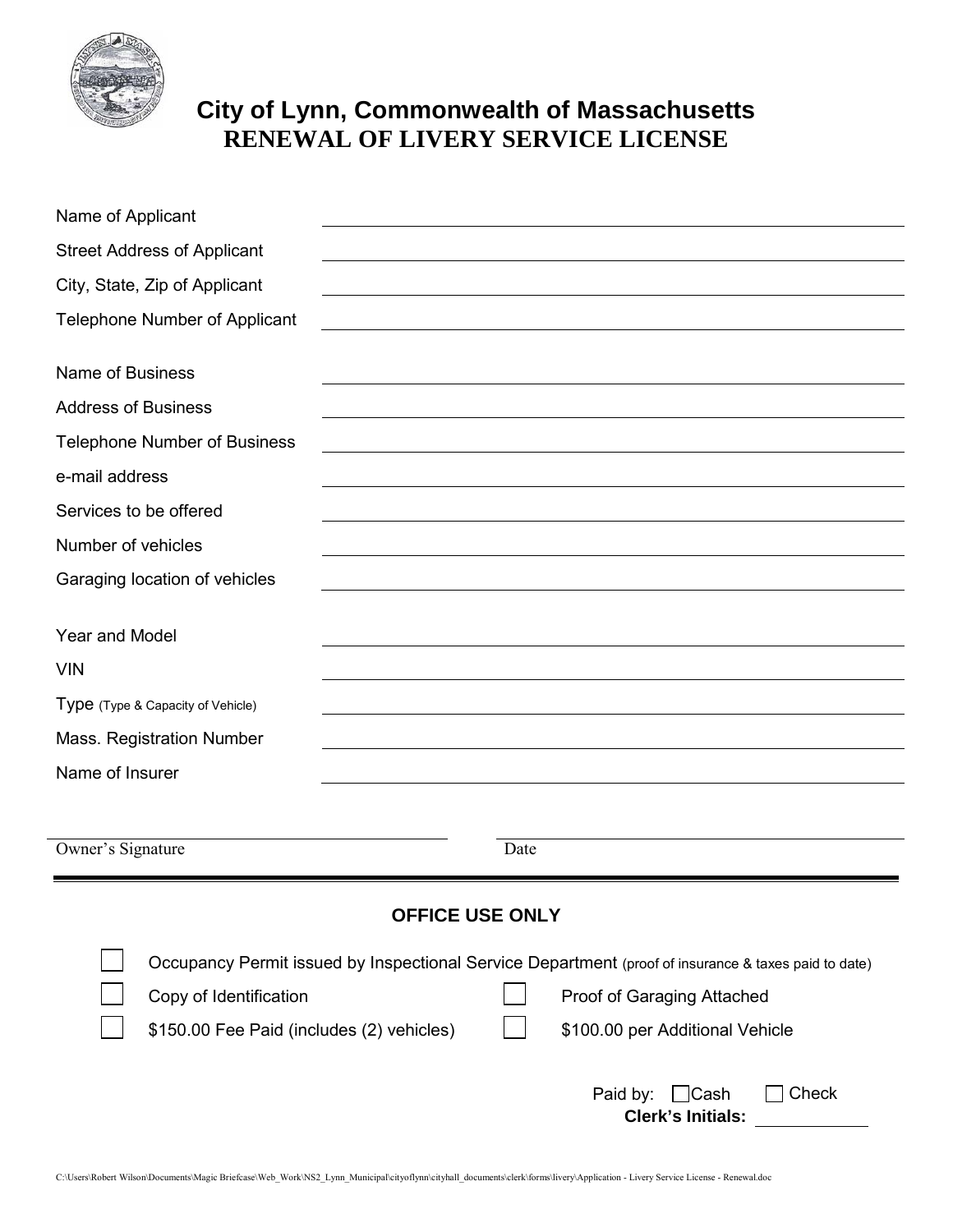# City of Lynn, Commonwealth of Massachusetts
## RENEWAL OF LIVERY SERVICE LICENSE

Name of Applicant \_\_\_\_\_\_\_\_\_\_\_\_\_\_\_\_\_\_\_\_\_\_\_\_\_\_\_\_\_\_

Street Address of Applicant \_\_\_\_\_\_\_\_\_\_\_\_\_\_\_\_\_\_\_\_\_\_\_\_\_\_\_\_\_\_

City, State, Zip of Applicant \_\_\_\_\_\_\_\_\_\_\_\_\_\_\_\_\_\_\_\_\_\_\_\_\_\_\_\_\_\_

Telephone Number of Applicant \_\_\_\_\_\_\_\_\_\_\_\_\_\_\_\_\_\_\_\_\_\_\_\_\_\_\_\_\_\_

Name of Business \_\_\_\_\_\_\_\_\_\_\_\_\_\_\_\_\_\_\_\_\_\_\_\_\_\_\_\_\_\_

Address of Business \_\_\_\_\_\_\_\_\_\_\_\_\_\_\_\_\_\_\_\_\_\_\_\_\_\_\_\_\_\_

Telephone Number of Business \_\_\_\_\_\_\_\_\_\_\_\_\_\_\_\_\_\_\_\_\_\_\_\_\_\_\_\_\_\_

e-mail address \_\_\_\_\_\_\_\_\_\_\_\_\_\_\_\_\_\_\_\_\_\_\_\_\_\_\_\_\_\_

Services to be offered \_\_\_\_\_\_\_\_\_\_\_\_\_\_\_\_\_\_\_\_\_\_\_\_\_\_\_\_\_\_

Number of vehicles \_\_\_\_\_\_\_\_\_\_\_\_\_\_\_\_\_\_\_\_\_\_\_\_\_\_\_\_\_\_

Garaging location of vehicles \_\_\_\_\_\_\_\_\_\_\_\_\_\_\_\_\_\_\_\_\_\_\_\_\_\_\_\_\_\_

Year and Model \_\_\_\_\_\_\_\_\_\_\_\_\_\_\_\_\_\_\_\_\_\_\_\_\_\_\_\_\_\_

VIN \_\_\_\_\_\_\_\_\_\_\_\_\_\_\_\_\_\_\_\_\_\_\_\_\_\_\_\_\_\_

Type (Type & Capacity of Vehicle) \_\_\_\_\_\_\_\_\_\_\_\_\_\_\_\_\_\_\_\_\_\_\_\_\_\_\_\_\_\_

Mass. Registration Number \_\_\_\_\_\_\_\_\_\_\_\_\_\_\_\_\_\_\_\_\_\_\_\_\_\_\_\_\_\_

Name of Insurer \_\_\_\_\_\_\_\_\_\_\_\_\_\_\_\_\_\_\_\_\_\_\_\_\_\_\_\_\_\_

\_\_\_\_\_\_\_\_\_\_\_\_\_\_\_\_\_\_\_\_\_\_\_\_\_\_\_\_\_\_ \_\_\_\_\_\_\_\_\_\_\_\_\_\_\_\_\_\_\_\_\_\_\_\_\_\_\_\_\_\_

Owner's Signature Date

---

### OFFICE USE ONLY

- ☐ Occupancy Permit issued by Inspectional Service Department (proof of insurance & taxes paid to date)
- ☐ Copy of Identification
- ☐ Proof of Garaging Attached
- ☐ $150.00 Fee Paid (includes (2) vehicles)
- ☐ $100.00 per Additional Vehicle

Paid by: ☐ Cash ☐ Check

**Clerk's Initials:** \_\_\_\_\_\_\_\_\_\_\_\_

C:\Users\Robert Wilson\Documents\Magic Briefcase\Web_Work\NS2_Lynn_Municipal\cityoflynn\cityhall_documents\clerk\forms\livery\Application - Livery Service License - Renewal.doc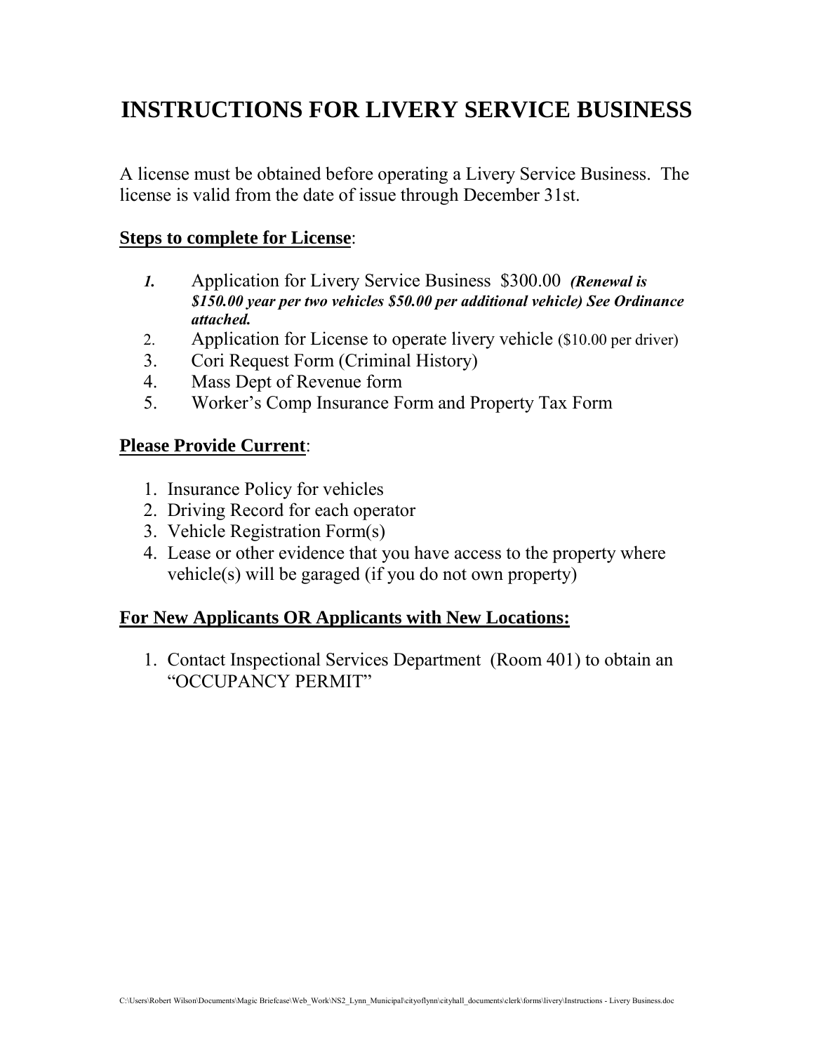# INSTRUCTIONS FOR LIVERY SERVICE BUSINESS

A license must be obtained before operating a Livery Service Business. The license is valid from the date of issue through December 31st.

**Steps to complete for License**:

1. Application for Livery Service Business $300.00 ***(Renewal is $150.00 year per two vehicles $50.00 per additional vehicle) See Ordinance attached.***
2. Application for License to operate livery vehicle ($10.00 per driver)
3. Cori Request Form (Criminal History)
4. Mass Dept of Revenue form
5. Worker's Comp Insurance Form and Property Tax Form

**Please Provide Current**:

1. Insurance Policy for vehicles
2. Driving Record for each operator
3. Vehicle Registration Form(s)
4. Lease or other evidence that you have access to the property where vehicle(s) will be garaged (if you do not own property)

**For New Applicants OR Applicants with New Locations:**

1. Contact Inspectional Services Department (Room 401) to obtain an "OCCUPANCY PERMIT"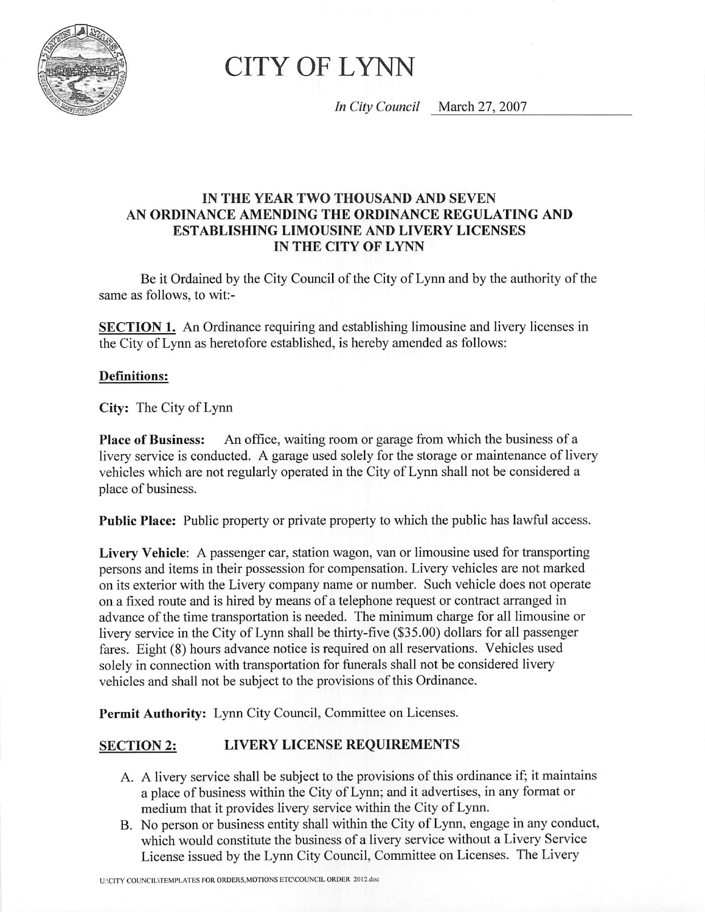# CITY OF LYNN

*In City Council* March 27, 2007

**IN THE YEAR TWO THOUSAND AND SEVEN**
**AN ORDINANCE AMENDING THE ORDINANCE REGULATING AND ESTABLISHING LIMOUSINE AND LIVERY LICENSES IN THE CITY OF LYNN**

Be it Ordained by the City Council of the City of Lynn and by the authority of the same as follows, to wit:-

**SECTION 1.** An Ordinance requiring and establishing limousine and livery licenses in the City of Lynn as heretofore established, is hereby amended as follows:

**Definitions:**

**City:** The City of Lynn

**Place of Business:** An office, waiting room or garage from which the business of a livery service is conducted. A garage used solely for the storage or maintenance of livery vehicles which are not regularly operated in the City of Lynn shall not be considered a place of business.

**Public Place:** Public property or private property to which the public has lawful access.

**Livery Vehicle**: A passenger car, station wagon, van or limousine used for transporting persons and items in their possession for compensation. Livery vehicles are not marked on its exterior with the Livery company name or number. Such vehicle does not operate on a fixed route and is hired by means of a telephone request or contract arranged in advance of the time transportation is needed. The minimum charge for all limousine or livery service in the City of Lynn shall be thirty-five ($35.00) dollars for all passenger fares. Eight (8) hours advance notice is required on all reservations. Vehicles used solely in connection with transportation for funerals shall not be considered livery vehicles and shall not be subject to the provisions of this Ordinance.

**Permit Authority:** Lynn City Council, Committee on Licenses.

## SECTION 2: LIVERY LICENSE REQUIREMENTS

A. A livery service shall be subject to the provisions of this ordinance if; it maintains a place of business within the City of Lynn; and it advertises, in any format or medium that it provides livery service within the City of Lynn.

B. No person or business entity shall within the City of Lynn, engage in any conduct, which would constitute the business of a livery service without a Livery Service License issued by the Lynn City Council, Committee on Licenses. The Livery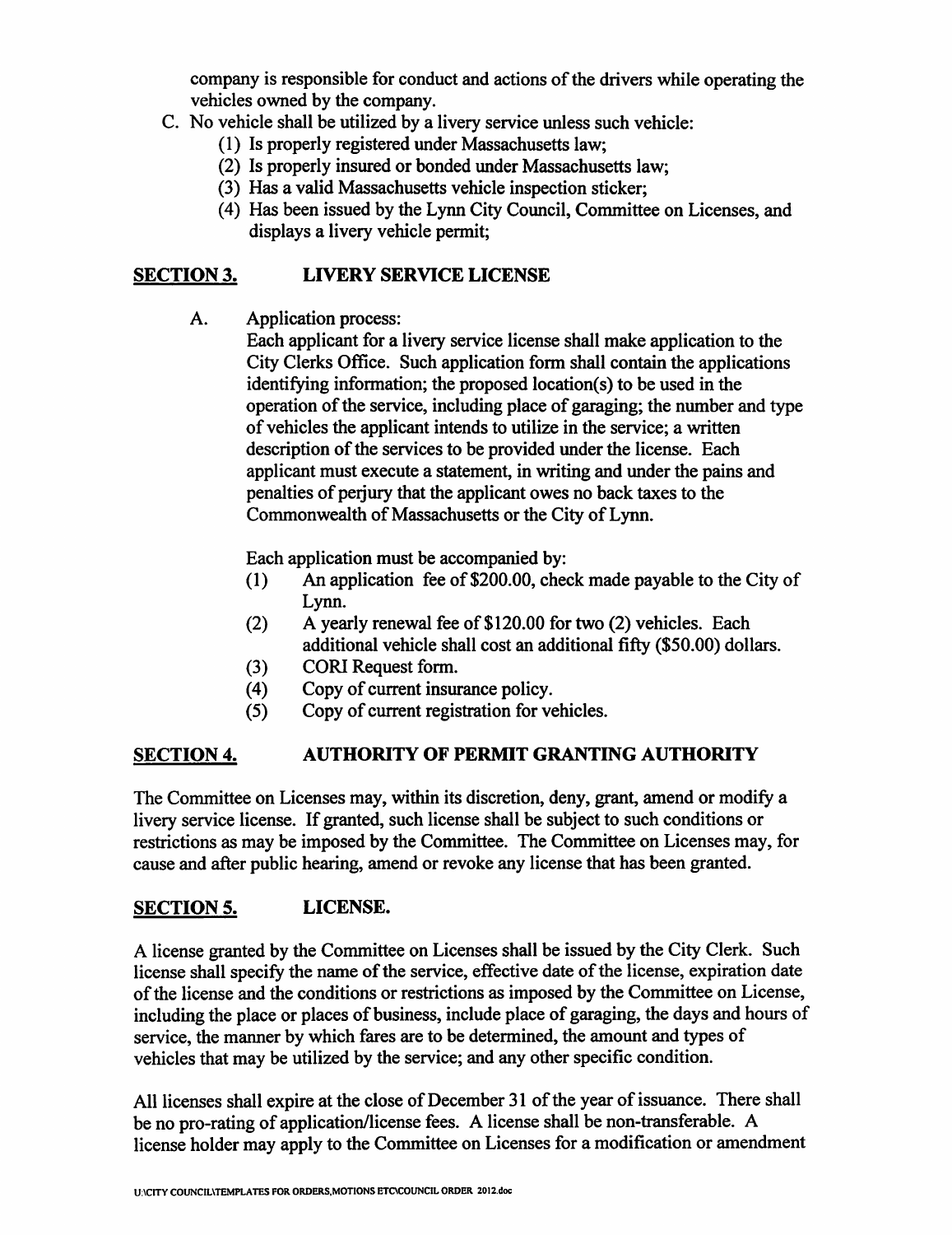company is responsible for conduct and actions of the drivers while operating the vehicles owned by the company.

C. No vehicle shall be utilized by a livery service unless such vehicle:
   (1) Is properly registered under Massachusetts law;
   (2) Is properly insured or bonded under Massachusetts law;
   (3) Has a valid Massachusetts vehicle inspection sticker;
   (4) Has been issued by the Lynn City Council, Committee on Licenses, and displays a livery vehicle permit;

## SECTION 3. LIVERY SERVICE LICENSE

A. Application process:

Each applicant for a livery service license shall make application to the City Clerks Office. Such application form shall contain the applications identifying information; the proposed location(s) to be used in the operation of the service, including place of garaging; the number and type of vehicles the applicant intends to utilize in the service; a written description of the services to be provided under the license. Each applicant must execute a statement, in writing and under the pains and penalties of perjury that the applicant owes no back taxes to the Commonwealth of Massachusetts or the City of Lynn.

Each application must be accompanied by:

(1) An application fee of $200.00, check made payable to the City of Lynn.
(2) A yearly renewal fee of $120.00 for two (2) vehicles. Each additional vehicle shall cost an additional fifty ($50.00) dollars.
(3) CORI Request form.
(4) Copy of current insurance policy.
(5) Copy of current registration for vehicles.

## SECTION 4. AUTHORITY OF PERMIT GRANTING AUTHORITY

The Committee on Licenses may, within its discretion, deny, grant, amend or modify a livery service license. If granted, such license shall be subject to such conditions or restrictions as may be imposed by the Committee. The Committee on Licenses may, for cause and after public hearing, amend or revoke any license that has been granted.

## SECTION 5. LICENSE.

A license granted by the Committee on Licenses shall be issued by the City Clerk. Such license shall specify the name of the service, effective date of the license, expiration date of the license and the conditions or restrictions as imposed by the Committee on License, including the place or places of business, include place of garaging, the days and hours of service, the manner by which fares are to be determined, the amount and types of vehicles that may be utilized by the service; and any other specific condition.

All licenses shall expire at the close of December 31 of the year of issuance. There shall be no pro-rating of application/license fees. A license shall be non-transferable. A license holder may apply to the Committee on Licenses for a modification or amendment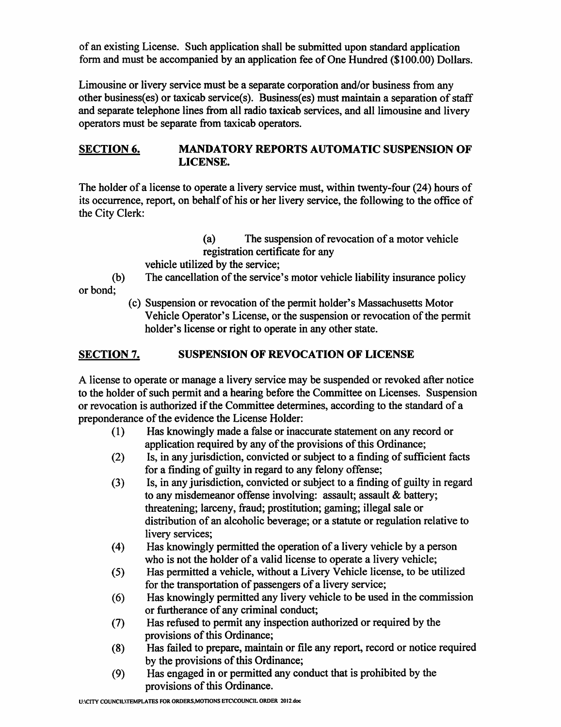of an existing License. Such application shall be submitted upon standard application form and must be accompanied by an application fee of One Hundred ($100.00) Dollars.

Limousine or livery service must be a separate corporation and/or business from any other business(es) or taxicab service(s). Business(es) must maintain a separation of staff and separate telephone lines from all radio taxicab services, and all limousine and livery operators must be separate from taxicab operators.

## SECTION 6. MANDATORY REPORTS AUTOMATIC SUSPENSION OF LICENSE.

The holder of a license to operate a livery service must, within twenty-four (24) hours of its occurrence, report, on behalf of his or her livery service, the following to the office of the City Clerk:

(a) The suspension of revocation of a motor vehicle registration certificate for any vehicle utilized by the service;

(b) The cancellation of the service's motor vehicle liability insurance policy or bond;

(c) Suspension or revocation of the permit holder's Massachusetts Motor Vehicle Operator's License, or the suspension or revocation of the permit holder's license or right to operate in any other state.

## SECTION 7. SUSPENSION OF REVOCATION OF LICENSE

A license to operate or manage a livery service may be suspended or revoked after notice to the holder of such permit and a hearing before the Committee on Licenses. Suspension or revocation is authorized if the Committee determines, according to the standard of a preponderance of the evidence the License Holder:

(1) Has knowingly made a false or inaccurate statement on any record or application required by any of the provisions of this Ordinance;

(2) Is, in any jurisdiction, convicted or subject to a finding of sufficient facts for a finding of guilty in regard to any felony offense;

(3) Is, in any jurisdiction, convicted or subject to a finding of guilty in regard to any misdemeanor offense involving: assault; assault & battery; threatening; larceny, fraud; prostitution; gaming; illegal sale or distribution of an alcoholic beverage; or a statute or regulation relative to livery services;

(4) Has knowingly permitted the operation of a livery vehicle by a person who is not the holder of a valid license to operate a livery vehicle;

(5) Has permitted a vehicle, without a Livery Vehicle license, to be utilized for the transportation of passengers of a livery service;

(6) Has knowingly permitted any livery vehicle to be used in the commission or furtherance of any criminal conduct;

(7) Has refused to permit any inspection authorized or required by the provisions of this Ordinance;

(8) Has failed to prepare, maintain or file any report, record or notice required by the provisions of this Ordinance;

(9) Has engaged in or permitted any conduct that is prohibited by the provisions of this Ordinance.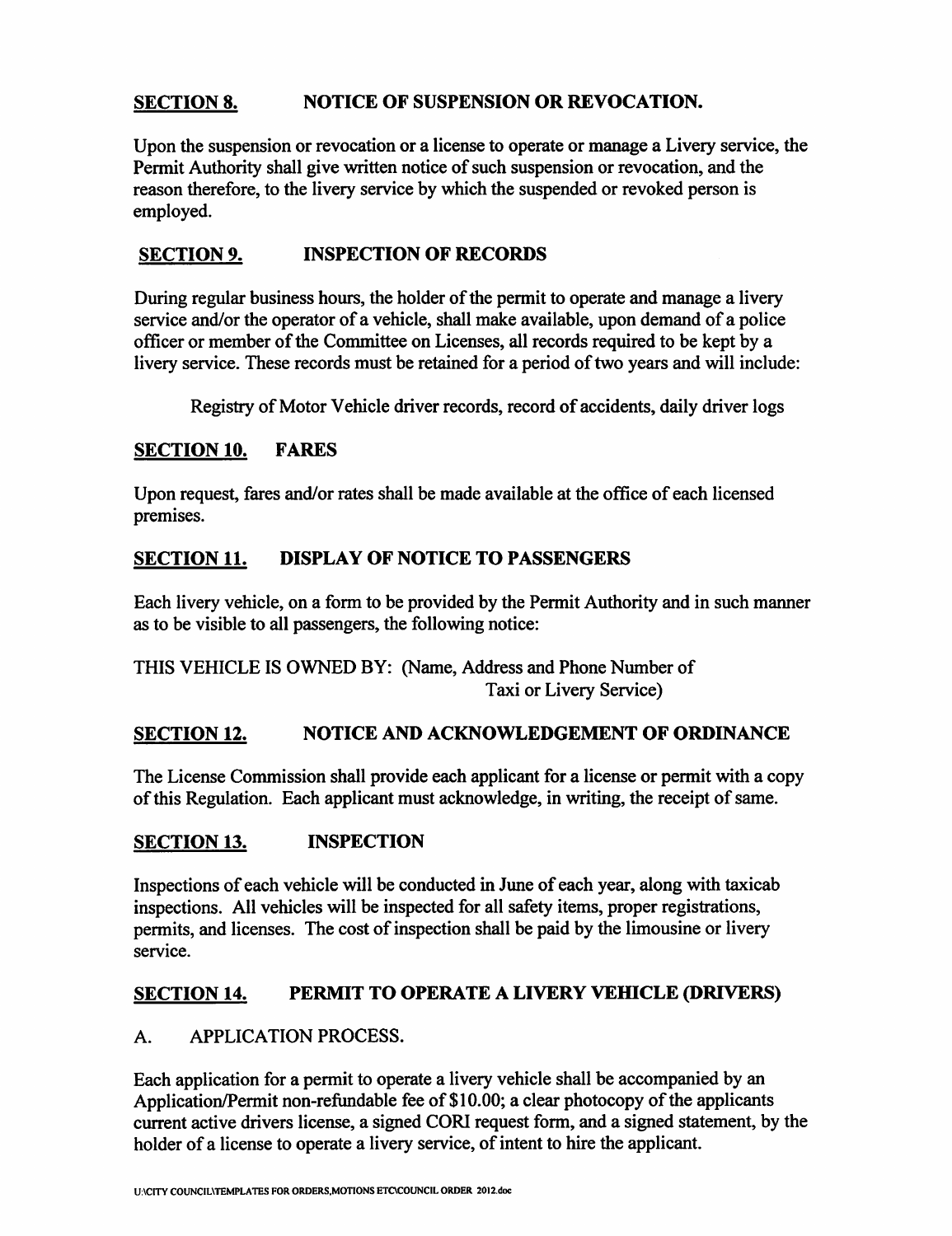## SECTION 8. NOTICE OF SUSPENSION OR REVOCATION.

Upon the suspension or revocation or a license to operate or manage a Livery service, the Permit Authority shall give written notice of such suspension or revocation, and the reason therefore, to the livery service by which the suspended or revoked person is employed.

## SECTION 9. INSPECTION OF RECORDS

During regular business hours, the holder of the permit to operate and manage a livery service and/or the operator of a vehicle, shall make available, upon demand of a police officer or member of the Committee on Licenses, all records required to be kept by a livery service. These records must be retained for a period of two years and will include:

Registry of Motor Vehicle driver records, record of accidents, daily driver logs

## SECTION 10. FARES

Upon request, fares and/or rates shall be made available at the office of each licensed premises.

## SECTION 11. DISPLAY OF NOTICE TO PASSENGERS

Each livery vehicle, on a form to be provided by the Permit Authority and in such manner as to be visible to all passengers, the following notice:

THIS VEHICLE IS OWNED BY: (Name, Address and Phone Number of Taxi or Livery Service)

## SECTION 12. NOTICE AND ACKNOWLEDGEMENT OF ORDINANCE

The License Commission shall provide each applicant for a license or permit with a copy of this Regulation. Each applicant must acknowledge, in writing, the receipt of same.

## SECTION 13. INSPECTION

Inspections of each vehicle will be conducted in June of each year, along with taxicab inspections. All vehicles will be inspected for all safety items, proper registrations, permits, and licenses. The cost of inspection shall be paid by the limousine or livery service.

## SECTION 14. PERMIT TO OPERATE A LIVERY VEHICLE (DRIVERS)

A. APPLICATION PROCESS.

Each application for a permit to operate a livery vehicle shall be accompanied by an Application/Permit non-refundable fee of $10.00; a clear photocopy of the applicants current active drivers license, a signed CORI request form, and a signed statement, by the holder of a license to operate a livery service, of intent to hire the applicant.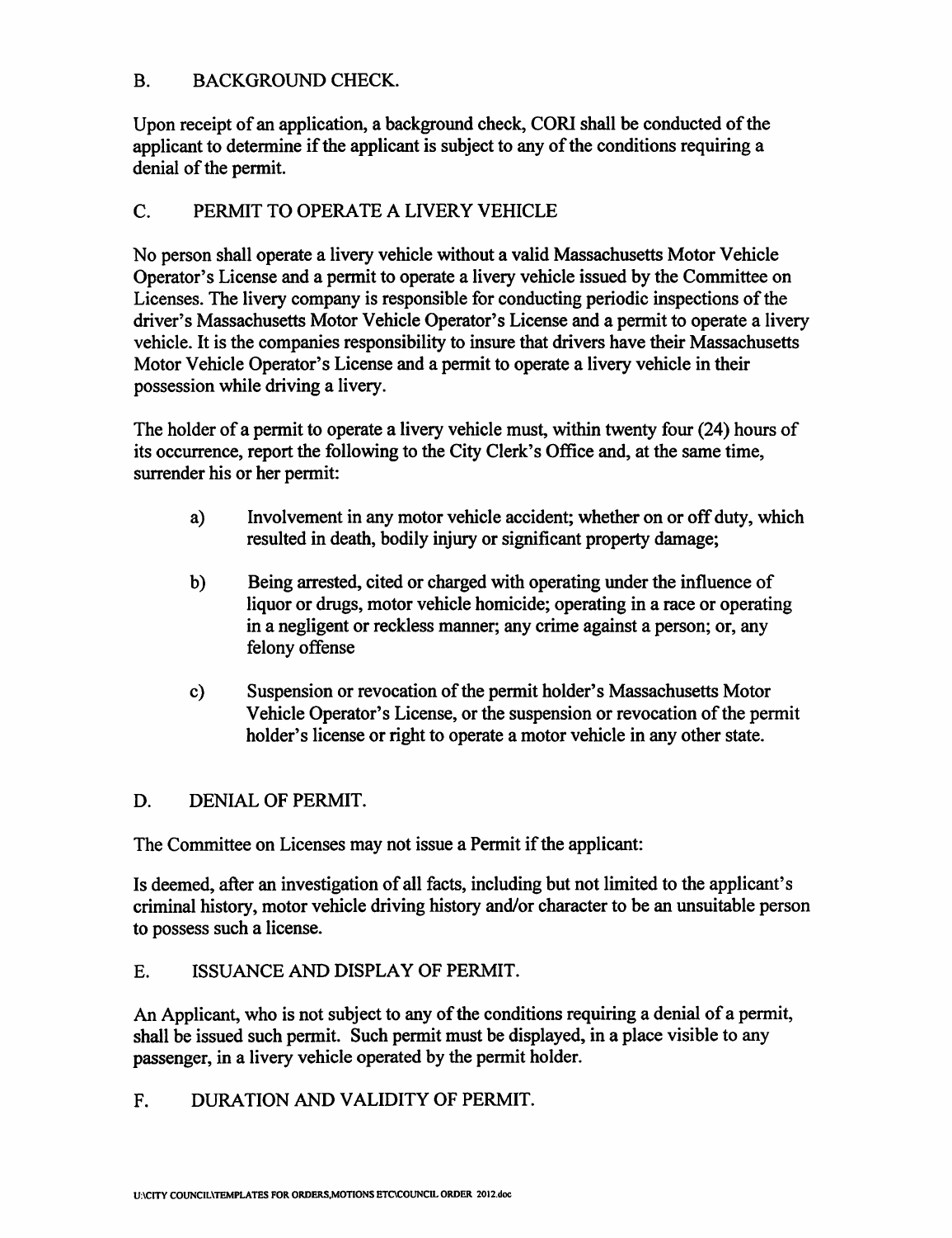## B. BACKGROUND CHECK.

Upon receipt of an application, a background check, CORI shall be conducted of the applicant to determine if the applicant is subject to any of the conditions requiring a denial of the permit.

## C. PERMIT TO OPERATE A LIVERY VEHICLE

No person shall operate a livery vehicle without a valid Massachusetts Motor Vehicle Operator's License and a permit to operate a livery vehicle issued by the Committee on Licenses. The livery company is responsible for conducting periodic inspections of the driver's Massachusetts Motor Vehicle Operator's License and a permit to operate a livery vehicle. It is the companies responsibility to insure that drivers have their Massachusetts Motor Vehicle Operator's License and a permit to operate a livery vehicle in their possession while driving a livery.

The holder of a permit to operate a livery vehicle must, within twenty four (24) hours of its occurrence, report the following to the City Clerk's Office and, at the same time, surrender his or her permit:

a) Involvement in any motor vehicle accident; whether on or off duty, which resulted in death, bodily injury or significant property damage;

b) Being arrested, cited or charged with operating under the influence of liquor or drugs, motor vehicle homicide; operating in a race or operating in a negligent or reckless manner; any crime against a person; or, any felony offense

c) Suspension or revocation of the permit holder's Massachusetts Motor Vehicle Operator's License, or the suspension or revocation of the permit holder's license or right to operate a motor vehicle in any other state.

## D. DENIAL OF PERMIT.

The Committee on Licenses may not issue a Permit if the applicant:

Is deemed, after an investigation of all facts, including but not limited to the applicant's criminal history, motor vehicle driving history and/or character to be an unsuitable person to possess such a license.

## E. ISSUANCE AND DISPLAY OF PERMIT.

An Applicant, who is not subject to any of the conditions requiring a denial of a permit, shall be issued such permit. Such permit must be displayed, in a place visible to any passenger, in a livery vehicle operated by the permit holder.

## F. DURATION AND VALIDITY OF PERMIT.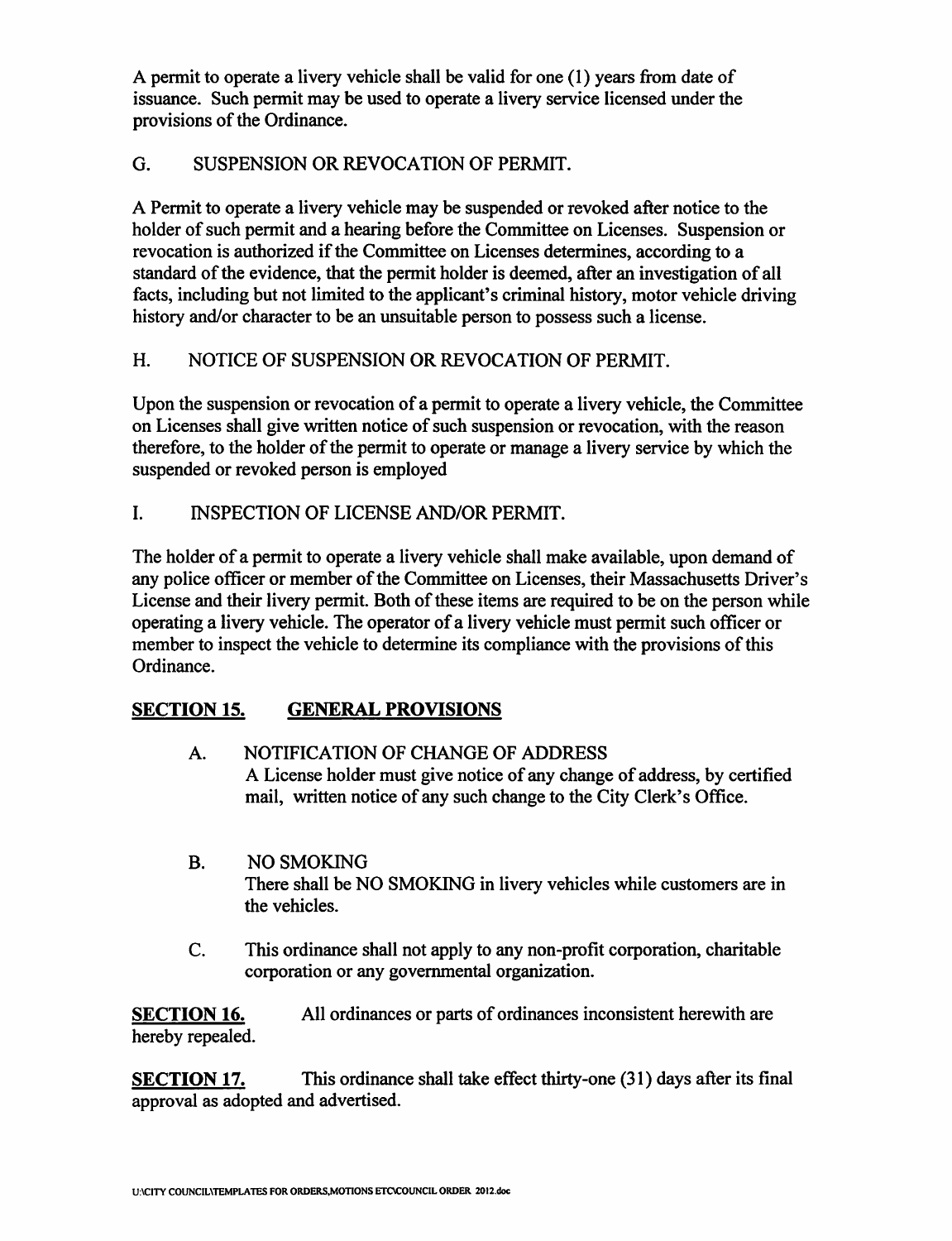A permit to operate a livery vehicle shall be valid for one (1) years from date of issuance. Such permit may be used to operate a livery service licensed under the provisions of the Ordinance.

G. SUSPENSION OR REVOCATION OF PERMIT.

A Permit to operate a livery vehicle may be suspended or revoked after notice to the holder of such permit and a hearing before the Committee on Licenses. Suspension or revocation is authorized if the Committee on Licenses determines, according to a standard of the evidence, that the permit holder is deemed, after an investigation of all facts, including but not limited to the applicant's criminal history, motor vehicle driving history and/or character to be an unsuitable person to possess such a license.

H. NOTICE OF SUSPENSION OR REVOCATION OF PERMIT.

Upon the suspension or revocation of a permit to operate a livery vehicle, the Committee on Licenses shall give written notice of such suspension or revocation, with the reason therefore, to the holder of the permit to operate or manage a livery service by which the suspended or revoked person is employed

I. INSPECTION OF LICENSE AND/OR PERMIT.

The holder of a permit to operate a livery vehicle shall make available, upon demand of any police officer or member of the Committee on Licenses, their Massachusetts Driver's License and their livery permit. Both of these items are required to be on the person while operating a livery vehicle. The operator of a livery vehicle must permit such officer or member to inspect the vehicle to determine its compliance with the provisions of this Ordinance.

## SECTION 15. GENERAL PROVISIONS

A. NOTIFICATION OF CHANGE OF ADDRESS
A License holder must give notice of any change of address, by certified mail, written notice of any such change to the City Clerk's Office.

B. NO SMOKING
There shall be NO SMOKING in livery vehicles while customers are in the vehicles.

C. This ordinance shall not apply to any non-profit corporation, charitable corporation or any governmental organization.

**SECTION 16.** All ordinances or parts of ordinances inconsistent herewith are hereby repealed.

**SECTION 17.** This ordinance shall take effect thirty-one (31) days after its final approval as adopted and advertised.

U:\CITY COUNCIL\TEMPLATES FOR ORDERS,MOTIONS ETC\COUNCIL ORDER 2012.doc